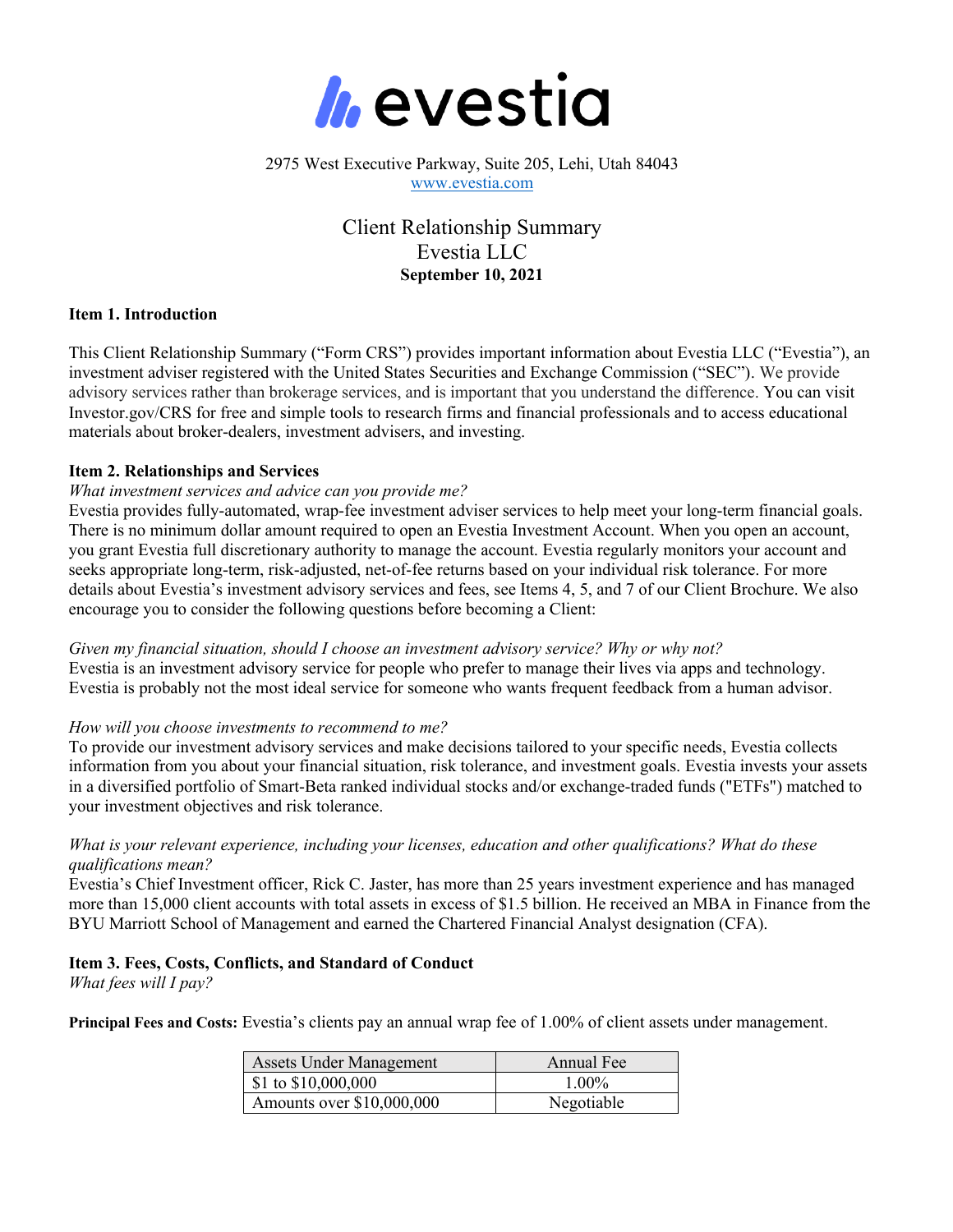# evestia

2975 West Executive Parkway, Suite 205, Lehi, Utah 84043
www.evestia.com

## Client Relationship Summary
## Evestia LLC
**September 10, 2021**

### Item 1. Introduction

This Client Relationship Summary ("Form CRS") provides important information about Evestia LLC ("Evestia"), an investment adviser registered with the United States Securities and Exchange Commission ("SEC"). We provide advisory services rather than brokerage services, and is important that you understand the difference. You can visit Investor.gov/CRS for free and simple tools to research firms and financial professionals and to access educational materials about broker-dealers, investment advisers, and investing.

### Item 2. Relationships and Services

*What investment services and advice can you provide me?*

Evestia provides fully-automated, wrap-fee investment adviser services to help meet your long-term financial goals. There is no minimum dollar amount required to open an Evestia Investment Account. When you open an account, you grant Evestia full discretionary authority to manage the account. Evestia regularly monitors your account and seeks appropriate long-term, risk-adjusted, net-of-fee returns based on your individual risk tolerance. For more details about Evestia's investment advisory services and fees, see Items 4, 5, and 7 of our Client Brochure. We also encourage you to consider the following questions before becoming a Client:

*Given my financial situation, should I choose an investment advisory service? Why or why not?*

Evestia is an investment advisory service for people who prefer to manage their lives via apps and technology. Evestia is probably not the most ideal service for someone who wants frequent feedback from a human advisor.

*How will you choose investments to recommend to me?*

To provide our investment advisory services and make decisions tailored to your specific needs, Evestia collects information from you about your financial situation, risk tolerance, and investment goals. Evestia invests your assets in a diversified portfolio of Smart-Beta ranked individual stocks and/or exchange-traded funds ("ETFs") matched to your investment objectives and risk tolerance.

*What is your relevant experience, including your licenses, education and other qualifications? What do these qualifications mean?*

Evestia's Chief Investment officer, Rick C. Jaster, has more than 25 years investment experience and has managed more than 15,000 client accounts with total assets in excess of $1.5 billion. He received an MBA in Finance from the BYU Marriott School of Management and earned the Chartered Financial Analyst designation (CFA).

### Item 3. Fees, Costs, Conflicts, and Standard of Conduct

*What fees will I pay?*

**Principal Fees and Costs:** Evestia's clients pay an annual wrap fee of 1.00% of client assets under management.

| Assets Under Management | Annual Fee |
|---|---|
| $1 to $10,000,000 | 1.00% |
| Amounts over $10,000,000 | Negotiable |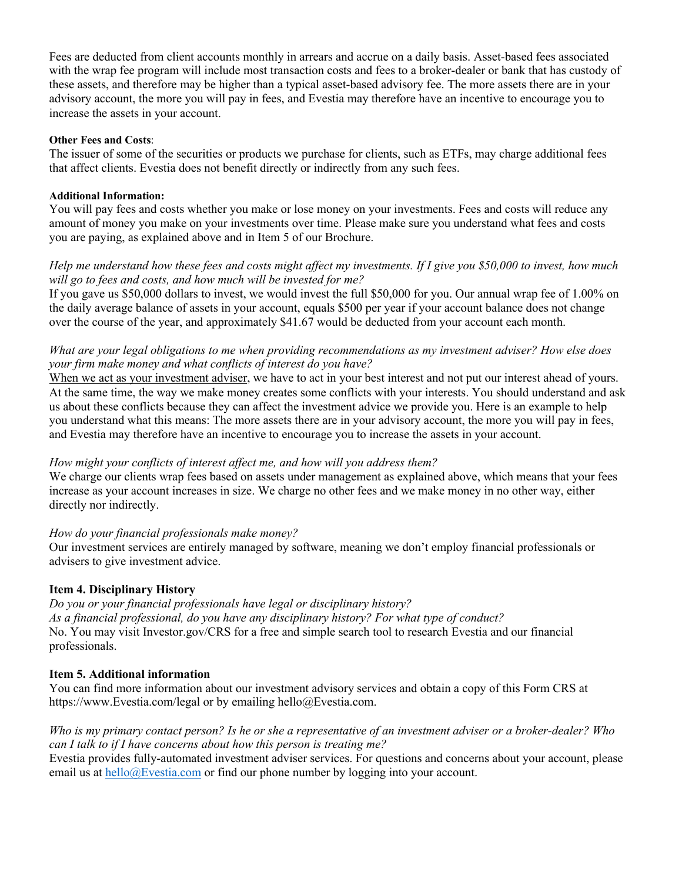Fees are deducted from client accounts monthly in arrears and accrue on a daily basis. Asset-based fees associated with the wrap fee program will include most transaction costs and fees to a broker-dealer or bank that has custody of these assets, and therefore may be higher than a typical asset-based advisory fee. The more assets there are in your advisory account, the more you will pay in fees, and Evestia may therefore have an incentive to encourage you to increase the assets in your account.

**Other Fees and Costs**:
The issuer of some of the securities or products we purchase for clients, such as ETFs, may charge additional fees that affect clients. Evestia does not benefit directly or indirectly from any such fees.

**Additional Information:**
You will pay fees and costs whether you make or lose money on your investments. Fees and costs will reduce any amount of money you make on your investments over time. Please make sure you understand what fees and costs you are paying, as explained above and in Item 5 of our Brochure.

*Help me understand how these fees and costs might affect my investments. If I give you $50,000 to invest, how much will go to fees and costs, and how much will be invested for me?*
If you gave us $50,000 dollars to invest, we would invest the full $50,000 for you. Our annual wrap fee of 1.00% on the daily average balance of assets in your account, equals $500 per year if your account balance does not change over the course of the year, and approximately $41.67 would be deducted from your account each month.

*What are your legal obligations to me when providing recommendations as my investment adviser? How else does your firm make money and what conflicts of interest do you have?*
When we act as your investment adviser, we have to act in your best interest and not put our interest ahead of yours. At the same time, the way we make money creates some conflicts with your interests. You should understand and ask us about these conflicts because they can affect the investment advice we provide you. Here is an example to help you understand what this means: The more assets there are in your advisory account, the more you will pay in fees, and Evestia may therefore have an incentive to encourage you to increase the assets in your account.

*How might your conflicts of interest affect me, and how will you address them?*
We charge our clients wrap fees based on assets under management as explained above, which means that your fees increase as your account increases in size. We charge no other fees and we make money in no other way, either directly nor indirectly.

*How do your financial professionals make money?*
Our investment services are entirely managed by software, meaning we don't employ financial professionals or advisers to give investment advice.

### Item 4. Disciplinary History

*Do you or your financial professionals have legal or disciplinary history?*
*As a financial professional, do you have any disciplinary history? For what type of conduct?*
No. You may visit Investor.gov/CRS for a free and simple search tool to research Evestia and our financial professionals.

### Item 5. Additional information

You can find more information about our investment advisory services and obtain a copy of this Form CRS at https://www.Evestia.com/legal or by emailing hello@Evestia.com.

*Who is my primary contact person? Is he or she a representative of an investment adviser or a broker-dealer? Who can I talk to if I have concerns about how this person is treating me?*
Evestia provides fully-automated investment adviser services. For questions and concerns about your account, please email us at hello@Evestia.com or find our phone number by logging into your account.